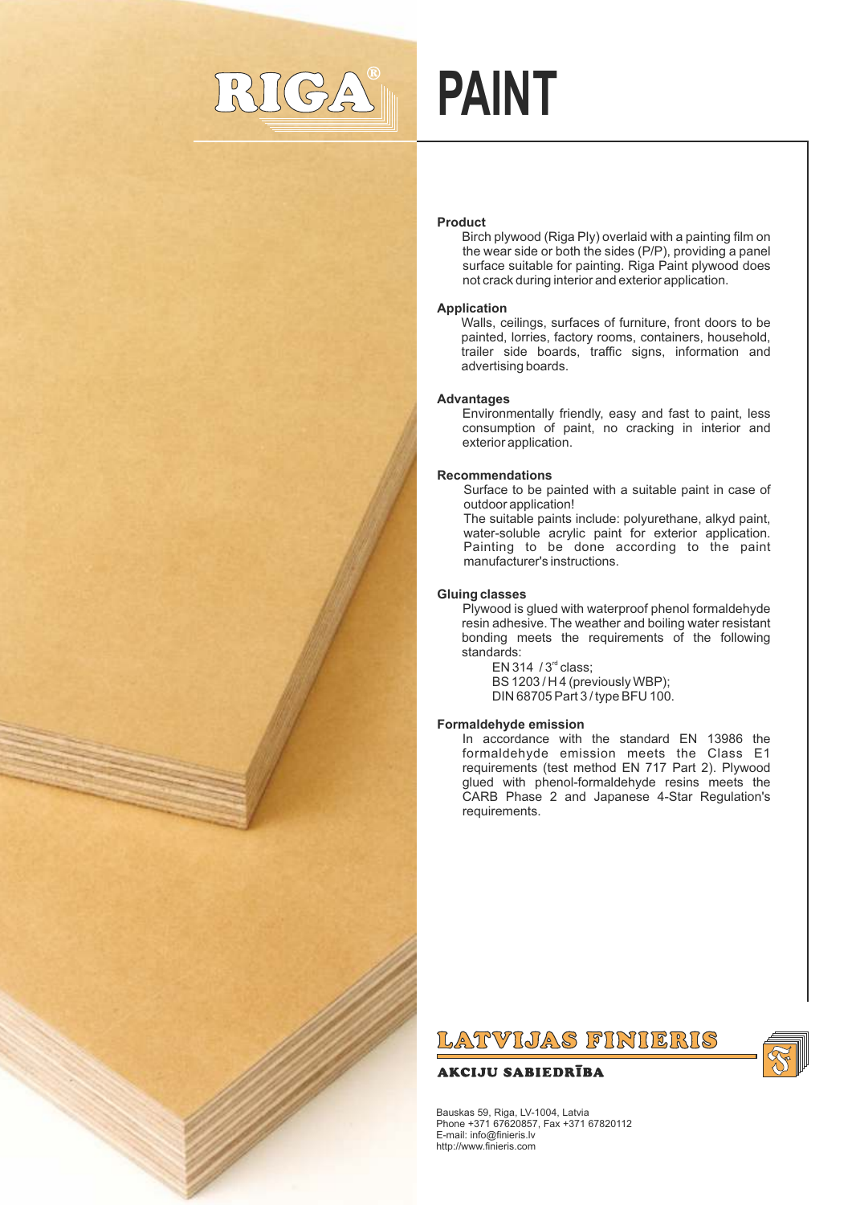# RIGA® PAINT

**Product**

Birch plywood (Riga Ply) overlaid with a painting film on the wear side or both the sides (P/P), providing a panel surface suitable for painting. Riga Paint plywood does not crack during interior and exterior application.

**Application**

Walls, ceilings, surfaces of furniture, front doors to be painted, lorries, factory rooms, containers, household, trailer side boards, traffic signs, information and advertising boards.

**Advantages**

Environmentally friendly, easy and fast to paint, less consumption of paint, no cracking in interior and exterior application.

**Recommendations**

Surface to be painted with a suitable paint in case of outdoor application!
The suitable paints include: polyurethane, alkyd paint, water-soluble acrylic paint for exterior application. Painting to be done according to the paint manufacturer's instructions.

**Gluing classes**

Plywood is glued with waterproof phenol formaldehyde resin adhesive. The weather and boiling water resistant bonding meets the requirements of the following standards:

EN 314 / 3rd class;
BS 1203 / H 4 (previously WBP);
DIN 68705 Part 3 / type BFU 100.

**Formaldehyde emission**

In accordance with the standard EN 13986 the formaldehyde emission meets the Class E1 requirements (test method EN 717 Part 2). Plywood glued with phenol-formaldehyde resins meets the CARB Phase 2 and Japanese 4-Star Regulation's requirements.

**LATVIJAS FINIERIS**
**AKCIJU SABIEDRĪBA**

Bauskas 59, Riga, LV-1004, Latvia
Phone +371 67620857, Fax +371 67820112
E-mail: info@finieris.lv
http://www.finieris.com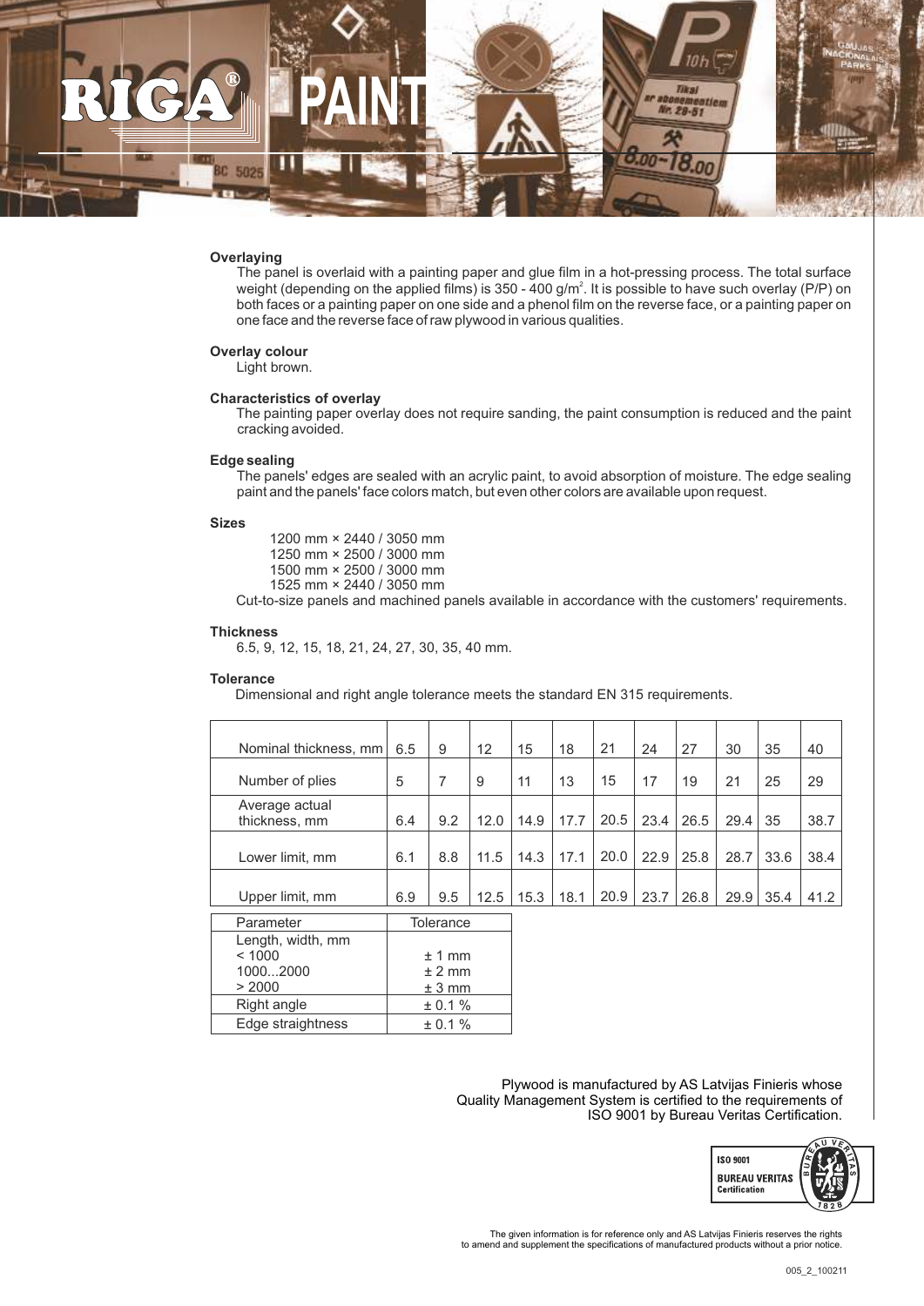# RIGA® PAINT

**Overlaying**

The panel is overlaid with a painting paper and glue film in a hot-pressing process. The total surface weight (depending on the applied films) is 350 - 400 g/m$^2$. It is possible to have such overlay (P/P) on both faces or a painting paper on one side and a phenol film on the reverse face, or a painting paper on one face and the reverse face of raw plywood in various qualities.

**Overlay colour**

Light brown.

**Characteristics of overlay**

The painting paper overlay does not require sanding, the paint consumption is reduced and the paint cracking avoided.

**Edge sealing**

The panels' edges are sealed with an acrylic paint, to avoid absorption of moisture. The edge sealing paint and the panels' face colors match, but even other colors are available upon request.

**Sizes**

1200 mm × 2440 / 3050 mm
1250 mm × 2500 / 3000 mm
1500 mm × 2500 / 3000 mm
1525 mm × 2440 / 3050 mm

Cut-to-size panels and machined panels available in accordance with the customers' requirements.

**Thickness**

6.5, 9, 12, 15, 18, 21, 24, 27, 30, 35, 40 mm.

**Tolerance**

Dimensional and right angle tolerance meets the standard EN 315 requirements.

| Nominal thickness, mm | 6.5 | 9 | 12 | 15 | 18 | 21 | 24 | 27 | 30 | 35 | 40 |
|---|---|---|---|---|---|---|---|---|---|---|---|
| Number of plies | 5 | 7 | 9 | 11 | 13 | 15 | 17 | 19 | 21 | 25 | 29 |
| Average actual thickness, mm | 6.4 | 9.2 | 12.0 | 14.9 | 17.7 | 20.5 | 23.4 | 26.5 | 29.4 | 35 | 38.7 |
| Lower limit, mm | 6.1 | 8.8 | 11.5 | 14.3 | 17.1 | 20.0 | 22.9 | 25.8 | 28.7 | 33.6 | 38.4 |
| Upper limit, mm | 6.9 | 9.5 | 12.5 | 15.3 | 18.1 | 20.9 | 23.7 | 26.8 | 29.9 | 35.4 | 41.2 |

| Parameter | Tolerance |
|---|---|
| Length, width, mm | |
| < 1000 | ± 1 mm |
| 1000...2000 | ± 2 mm |
| > 2000 | ± 3 mm |
| Right angle | ± 0.1 % |
| Edge straightness | ± 0.1 % |

Plywood is manufactured by AS Latvijas Finieris whose Quality Management System is certified to the requirements of ISO 9001 by Bureau Veritas Certification.

ISO 9001
BUREAU VERITAS
Certification

The given information is for reference only and AS Latvijas Finieris reserves the rights to amend and supplement the specifications of manufactured products without a prior notice.

005_2_100211